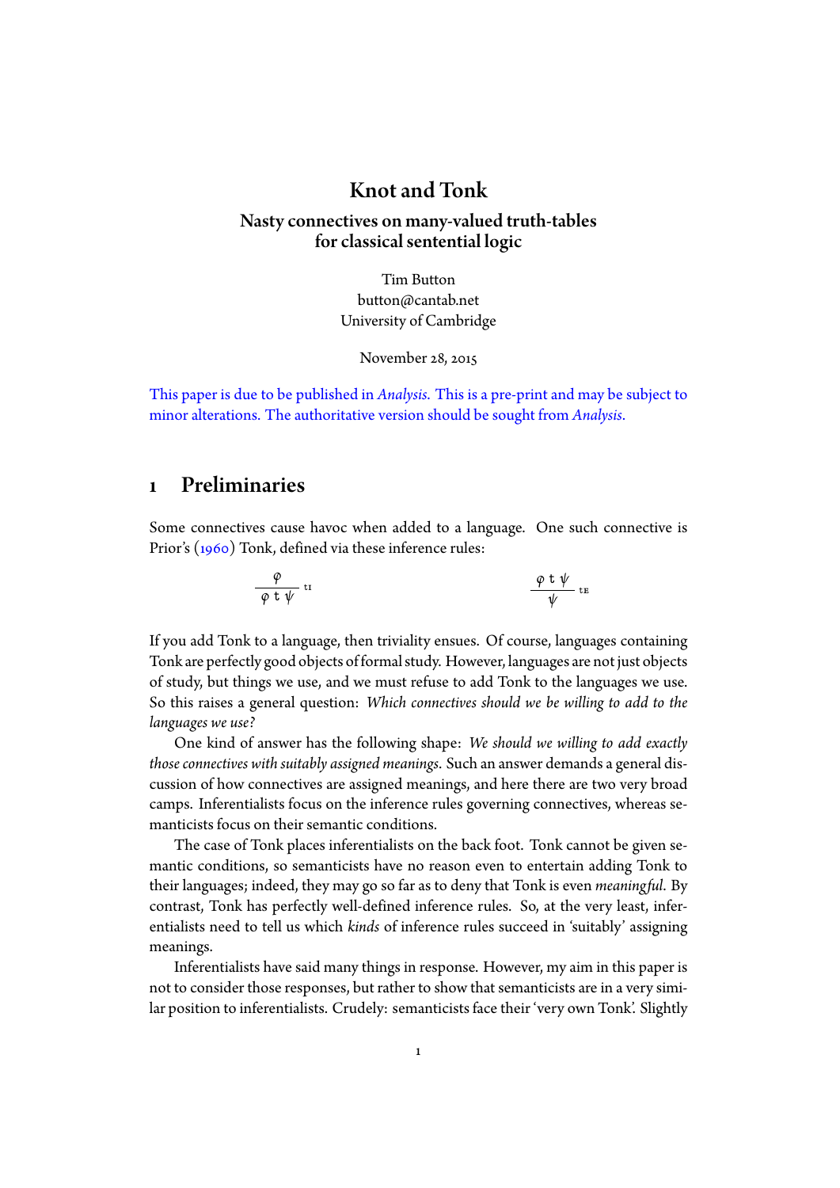# Knot and Tonk

## Nasty connectives on many-valued truth-tables for classical sentential logic

Tim Button
button@cantab.net
University of Cambridge

November 28, 2015

This paper is due to be published in *Analysis*. This is a pre-print and may be subject to minor alterations. The authoritative version should be sought from *Analysis*.

## 1 Preliminaries

Some connectives cause havoc when added to a language. One such connective is Prior's (1960) Tonk, defined via these inference rules:

$$\frac{\varphi}{\varphi \ \mathrm{t} \ \psi}\ \text{tI} \qquad\qquad \frac{\varphi \ \mathrm{t} \ \psi}{\psi}\ \text{tE}$$

If you add Tonk to a language, then triviality ensues. Of course, languages containing Tonk are perfectly good objects of formal study. However, languages are not just objects of study, but things we use, and we must refuse to add Tonk to the languages we use. So this raises a general question: *Which connectives should we be willing to add to the languages we use?*

One kind of answer has the following shape: *We should we willing to add exactly those connectives with suitably assigned meanings*. Such an answer demands a general discussion of how connectives are assigned meanings, and here there are two very broad camps. Inferentialists focus on the inference rules governing connectives, whereas semanticists focus on their semantic conditions.

The case of Tonk places inferentialists on the back foot. Tonk cannot be given semantic conditions, so semanticists have no reason even to entertain adding Tonk to their languages; indeed, they may go so far as to deny that Tonk is even *meaningful*. By contrast, Tonk has perfectly well-defined inference rules. So, at the very least, inferentialists need to tell us which *kinds* of inference rules succeed in 'suitably' assigning meanings.

Inferentialists have said many things in response. However, my aim in this paper is not to consider those responses, but rather to show that semanticists are in a very similar position to inferentialists. Crudely: semanticists face their 'very own Tonk'. Slightly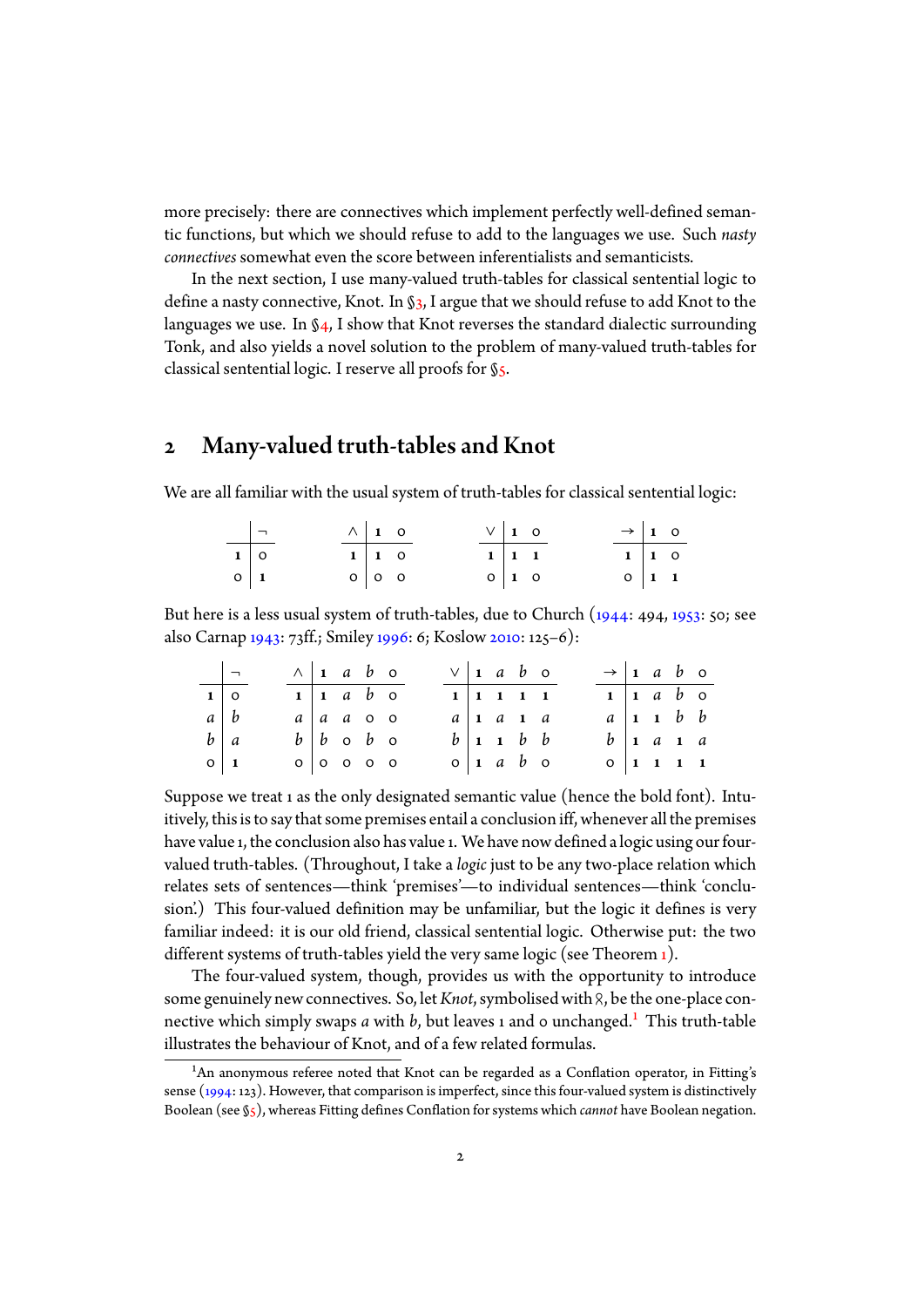more precisely: there are connectives which implement perfectly well-defined semantic functions, but which we should refuse to add to the languages we use. Such *nasty connectives* somewhat even the score between inferentialists and semanticists.

In the next section, I use many-valued truth-tables for classical sentential logic to define a nasty connective, Knot. In §3, I argue that we should refuse to add Knot to the languages we use. In §4, I show that Knot reverses the standard dialectic surrounding Tonk, and also yields a novel solution to the problem of many-valued truth-tables for classical sentential logic. I reserve all proofs for §5.

## 2 Many-valued truth-tables and Knot

We are all familiar with the usual system of truth-tables for classical sentential logic:

| | $\neg$ |
|---|---|
| **1** | 0 |
| 0 | **1** |

| $\wedge$ | **1** | 0 |
|---|---|---|
| **1** | **1** | 0 |
| 0 | 0 | 0 |

| $\vee$ | **1** | 0 |
|---|---|---|
| **1** | **1** | **1** |
| 0 | **1** | 0 |

| $\rightarrow$ | **1** | 0 |
|---|---|---|
| **1** | **1** | 0 |
| 0 | **1** | **1** |

But here is a less usual system of truth-tables, due to Church (1944: 494, 1953: 50; see also Carnap 1943: 73ff.; Smiley 1996: 6; Koslow 2010: 125–6):

| | $\neg$ |
|---|---|
| **1** | 0 |
| $a$ | $b$ |
| $b$ | $a$ |
| 0 | **1** |

| $\wedge$ | **1** | $a$ | $b$ | 0 |
|---|---|---|---|---|
| **1** | **1** | $a$ | $b$ | 0 |
| $a$ | $a$ | $a$ | 0 | 0 |
| $b$ | $b$ | 0 | $b$ | 0 |
| 0 | 0 | 0 | 0 | 0 |

| $\vee$ | **1** | $a$ | $b$ | 0 |
|---|---|---|---|---|
| **1** | **1** | **1** | **1** | **1** |
| $a$ | **1** | $a$ | **1** | $a$ |
| $b$ | **1** | **1** | $b$ | $b$ |
| 0 | **1** | $a$ | $b$ | 0 |

| $\rightarrow$ | **1** | $a$ | $b$ | 0 |
|---|---|---|---|---|
| **1** | **1** | $a$ | $b$ | 0 |
| $a$ | **1** | **1** | $b$ | $b$ |
| $b$ | **1** | $a$ | **1** | $a$ |
| 0 | **1** | **1** | **1** | **1** |

Suppose we treat 1 as the only designated semantic value (hence the bold font). Intuitively, this is to say that some premises entail a conclusion iff, whenever all the premises have value 1, the conclusion also has value 1. We have now defined a logic using our four-valued truth-tables. (Throughout, I take a *logic* just to be any two-place relation which relates sets of sentences—think 'premises'—to individual sentences—think 'conclusion'.) This four-valued definition may be unfamiliar, but the logic it defines is very familiar indeed: it is our old friend, classical sentential logic. Otherwise put: the two different systems of truth-tables yield the very same logic (see Theorem 1).

The four-valued system, though, provides us with the opportunity to introduce some genuinely new connectives. So, let *Knot*, symbolised with ♁, be the one-place connective which simply swaps $a$ with $b$, but leaves 1 and 0 unchanged.[1] This truth-table illustrates the behaviour of Knot, and of a few related formulas.

[1] An anonymous referee noted that Knot can be regarded as a Conflation operator, in Fitting's sense (1994: 123). However, that comparison is imperfect, since this four-valued system is distinctively Boolean (see §5), whereas Fitting defines Conflation for systems which *cannot* have Boolean negation.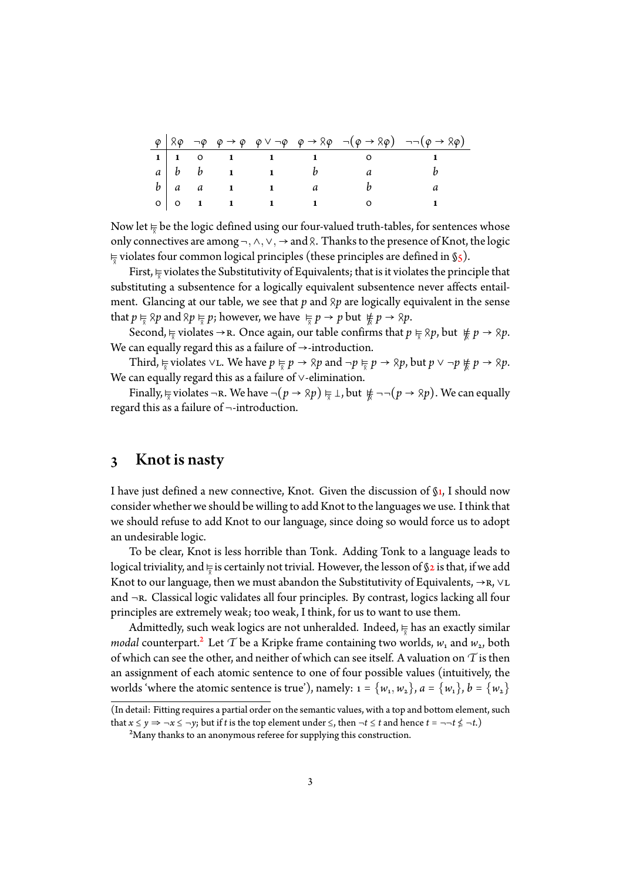| $\varphi$ | $\between\varphi$ | $\neg\varphi$ | $\varphi \to \varphi$ | $\varphi \vee \neg\varphi$ | $\varphi \to \between\varphi$ | $\neg(\varphi \to \between\varphi)$ | $\neg\neg(\varphi \to \between\varphi)$ |
|---|---|---|---|---|---|---|---|
| 1 | 1 | 0 | 1 | 1 | 1 | 0 | 1 |
| $a$ | $b$ | $b$ | 1 | 1 | $b$ | $a$ | $b$ |
| $b$ | $a$ | $a$ | 1 | 1 | $a$ | $b$ | $a$ |
| 0 | 0 | 1 | 1 | 1 | 1 | 0 | 1 |

Now let $\vDash_{\between}$ be the logic defined using our four-valued truth-tables, for sentences whose only connectives are among $\neg, \wedge, \vee, \to$ and $\between$. Thanks to the presence of Knot, the logic $\vDash_{\between}$ violates four common logical principles (these principles are defined in §5).

First, $\vDash_{\between}$ violates the Substitutivity of Equivalents; that is it violates the principle that substituting a subsentence for a logically equivalent subsentence never affects entailment. Glancing at our table, we see that $p$ and $\between p$ are logically equivalent in the sense that $p \vDash_{\between} \between p$ and $\between p \vDash_{\between} p$; however, we have $\vDash_{\between} p \to p$ but $\nvDash_{\between} p \to \between p$.

Second, $\vDash_{\between}$ violates $\to$R. Once again, our table confirms that $p \vDash_{\between} \between p$, but $\nvDash_{\between} p \to \between p$. We can equally regard this as a failure of $\to$-introduction.

Third, $\vDash_{\between}$ violates $\vee$L. We have $p \vDash_{\between} p \to \between p$ and $\neg p \vDash_{\between} p \to \between p$, but $p \vee \neg p \nvDash_{\between} p \to \between p$. We can equally regard this as a failure of $\vee$-elimination.

Finally, $\vDash_{\between}$ violates $\neg$R. We have $\neg(p \to \between p) \vDash_{\between} \bot$, but $\nvDash_{\between} \neg\neg(p \to \between p)$. We can equally regard this as a failure of $\neg$-introduction.

## 3 Knot is nasty

I have just defined a new connective, Knot. Given the discussion of §1, I should now consider whether we should be willing to add Knot to the languages we use. I think that we should refuse to add Knot to our language, since doing so would force us to adopt an undesirable logic.

To be clear, Knot is less horrible than Tonk. Adding Tonk to a language leads to logical triviality, and $\vDash_{\between}$ is certainly not trivial. However, the lesson of §2 is that, if we add Knot to our language, then we must abandon the Substitutivity of Equivalents, $\to$R, $\vee$L and $\neg$R. Classical logic validates all four principles. By contrast, logics lacking all four principles are extremely weak; too weak, I think, for us to want to use them.

Admittedly, such weak logics are not unheralded. Indeed, $\vDash_{\between}$ has an exactly similar *modal* counterpart.[2] Let $\mathcal{T}$ be a Kripke frame containing two worlds, $w_1$ and $w_2$, both of which can see the other, and neither of which can see itself. A valuation on $\mathcal{T}$ is then an assignment of each atomic sentence to one of four possible values (intuitively, the worlds 'where the atomic sentence is true'), namely: $1 = \{w_1, w_2\}$, $a = \{w_1\}$, $b = \{w_2\}$

(In detail: Fitting requires a partial order on the semantic values, with a top and bottom element, such that $x \leq y \Rightarrow \neg x \leq \neg y$; but if $t$ is the top element under $\leq$, then $\neg t \leq t$ and hence $t = \neg\neg t \nleq \neg t$.)

[2] Many thanks to an anonymous referee for supplying this construction.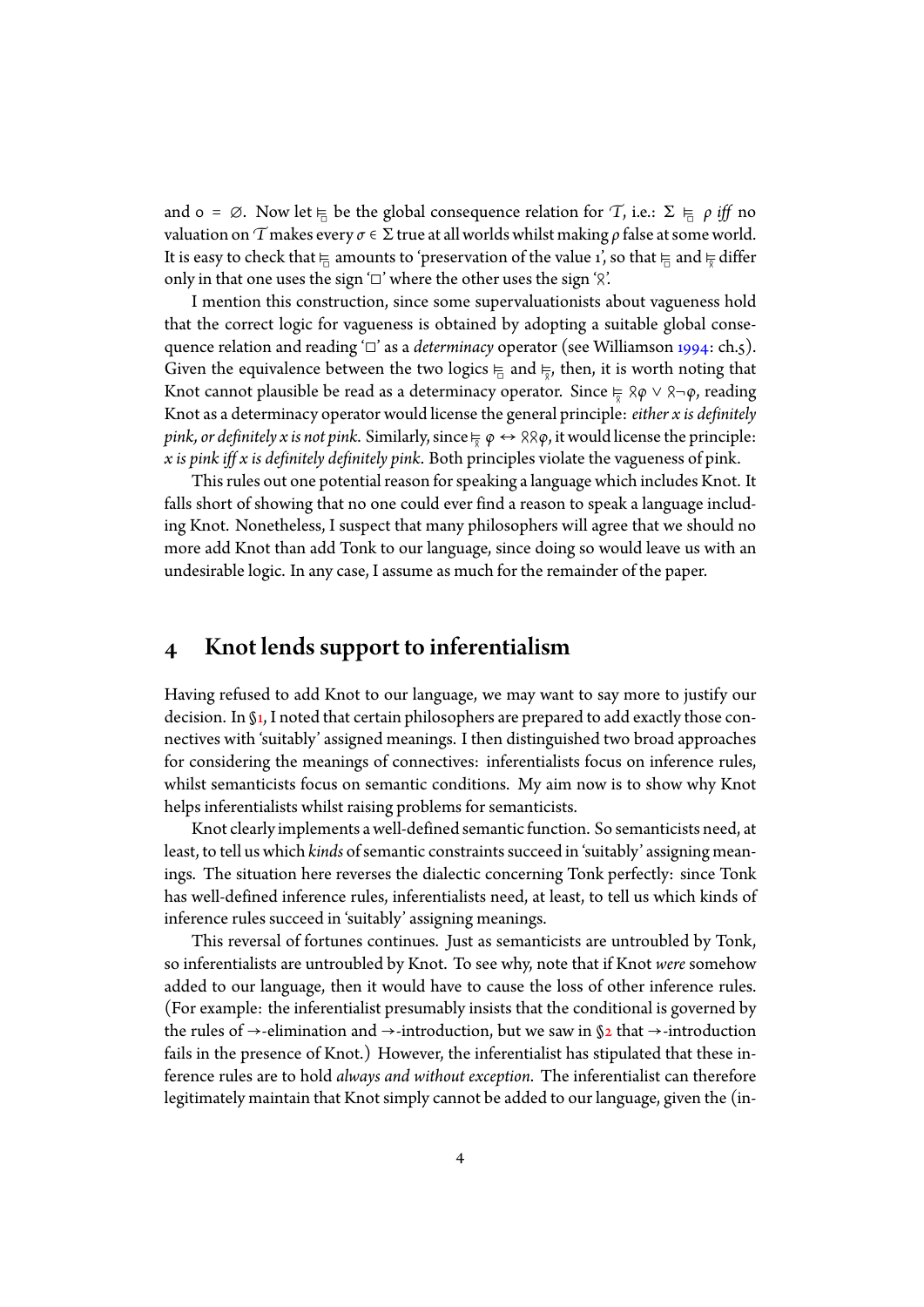and $0 = \varnothing$. Now let $\vDash_{\square}$ be the global consequence relation for $\mathcal{T}$, i.e.: $\Sigma \vDash_{\square} \rho$ *iff* no valuation on $\mathcal{T}$ makes every $\sigma \in \Sigma$ true at all worlds whilst making $\rho$ false at some world. It is easy to check that $\vDash_{\square}$ amounts to 'preservation of the value 1', so that $\vDash_{\square}$ and $\vDash_{\wr}$ differ only in that one uses the sign '$\square$' where the other uses the sign '$\wr$'.

I mention this construction, since some supervaluationists about vagueness hold that the correct logic for vagueness is obtained by adopting a suitable global consequence relation and reading '$\square$' as a *determinacy* operator (see Williamson 1994: ch.5). Given the equivalence between the two logics $\vDash_{\square}$ and $\vDash_{\wr}$, then, it is worth noting that Knot cannot plausible be read as a determinacy operator. Since $\vDash_{\wr} \wr\varphi \lor \wr\neg\varphi$, reading Knot as a determinacy operator would license the general principle: *either x is definitely pink, or definitely x is not pink*. Similarly, since $\vDash_{\wr} \varphi \leftrightarrow \wr\wr\varphi$, it would license the principle: *x is pink iff x is definitely definitely pink*. Both principles violate the vagueness of pink.

This rules out one potential reason for speaking a language which includes Knot. It falls short of showing that no one could ever find a reason to speak a language including Knot. Nonetheless, I suspect that many philosophers will agree that we should no more add Knot than add Tonk to our language, since doing so would leave us with an undesirable logic. In any case, I assume as much for the remainder of the paper.

## 4 Knot lends support to inferentialism

Having refused to add Knot to our language, we may want to say more to justify our decision. In §1, I noted that certain philosophers are prepared to add exactly those connectives with 'suitably' assigned meanings. I then distinguished two broad approaches for considering the meanings of connectives: inferentialists focus on inference rules, whilst semanticists focus on semantic conditions. My aim now is to show why Knot helps inferentialists whilst raising problems for semanticists.

Knot clearly implements a well-defined semantic function. So semanticists need, at least, to tell us which *kinds* of semantic constraints succeed in 'suitably' assigning meanings. The situation here reverses the dialectic concerning Tonk perfectly: since Tonk has well-defined inference rules, inferentialists need, at least, to tell us which kinds of inference rules succeed in 'suitably' assigning meanings.

This reversal of fortunes continues. Just as semanticists are untroubled by Tonk, so inferentialists are untroubled by Knot. To see why, note that if Knot *were* somehow added to our language, then it would have to cause the loss of other inference rules. (For example: the inferentialist presumably insists that the conditional is governed by the rules of $\rightarrow$-elimination and $\rightarrow$-introduction, but we saw in §2 that $\rightarrow$-introduction fails in the presence of Knot.) However, the inferentialist has stipulated that these inference rules are to hold *always and without exception*. The inferentialist can therefore legitimately maintain that Knot simply cannot be added to our language, given the (in-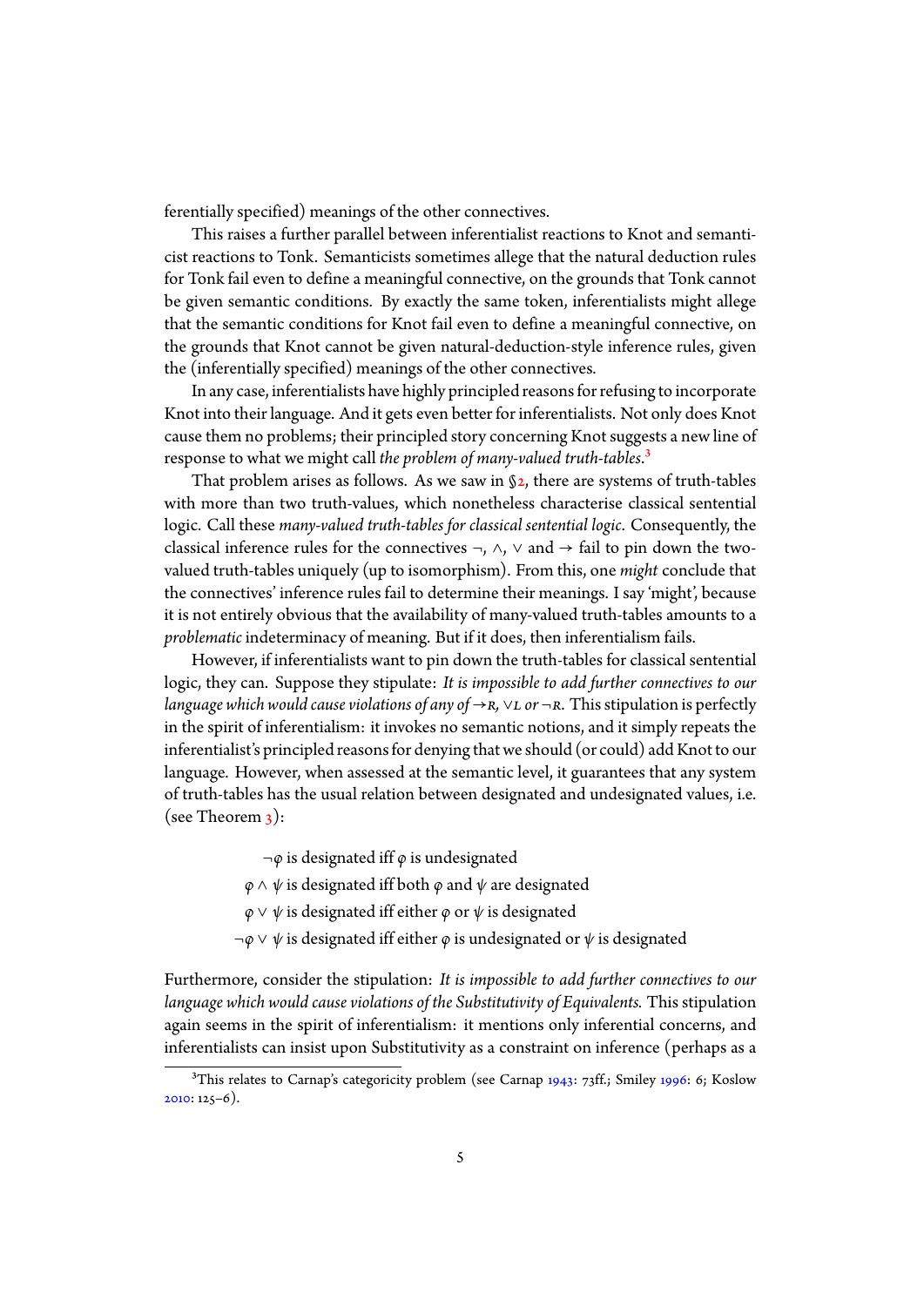ferentially specified) meanings of the other connectives.

This raises a further parallel between inferentialist reactions to Knot and semanticist reactions to Tonk. Semanticists sometimes allege that the natural deduction rules for Tonk fail even to define a meaningful connective, on the grounds that Tonk cannot be given semantic conditions. By exactly the same token, inferentialists might allege that the semantic conditions for Knot fail even to define a meaningful connective, on the grounds that Knot cannot be given natural-deduction-style inference rules, given the (inferentially specified) meanings of the other connectives.

In any case, inferentialists have highly principled reasons for refusing to incorporate Knot into their language. And it gets even better for inferentialists. Not only does Knot cause them no problems; their principled story concerning Knot suggests a new line of response to what we might call *the problem of many-valued truth-tables*.[3]

That problem arises as follows. As we saw in §2, there are systems of truth-tables with more than two truth-values, which nonetheless characterise classical sentential logic. Call these *many-valued truth-tables for classical sentential logic*. Consequently, the classical inference rules for the connectives $\neg$, $\wedge$, $\vee$ and $\rightarrow$ fail to pin down the two-valued truth-tables uniquely (up to isomorphism). From this, one *might* conclude that the connectives' inference rules fail to determine their meanings. I say 'might', because it is not entirely obvious that the availability of many-valued truth-tables amounts to a *problematic* indeterminacy of meaning. But if it does, then inferentialism fails.

However, if inferentialists want to pin down the truth-tables for classical sentential logic, they can. Suppose they stipulate: *It is impossible to add further connectives to our language which would cause violations of any of* $\rightarrow$R, $\vee$L *or* $\neg$R. This stipulation is perfectly in the spirit of inferentialism: it invokes no semantic notions, and it simply repeats the inferentialist's principled reasons for denying that we should (or could) add Knot to our language. However, when assessed at the semantic level, it guarantees that any system of truth-tables has the usual relation between designated and undesignated values, i.e. (see Theorem 3):

$\neg\varphi$ is designated iff $\varphi$ is undesignated

$\varphi \wedge \psi$ is designated iff both $\varphi$ and $\psi$ are designated

$\varphi \vee \psi$ is designated iff either $\varphi$ or $\psi$ is designated

$\neg\varphi \vee \psi$ is designated iff either $\varphi$ is undesignated or $\psi$ is designated

Furthermore, consider the stipulation: *It is impossible to add further connectives to our language which would cause violations of the Substitutivity of Equivalents.* This stipulation again seems in the spirit of inferentialism: it mentions only inferential concerns, and inferentialists can insist upon Substitutivity as a constraint on inference (perhaps as a

[3] This relates to Carnap's categoricity problem (see Carnap 1943: 73ff.; Smiley 1996: 6; Koslow 2010: 125–6).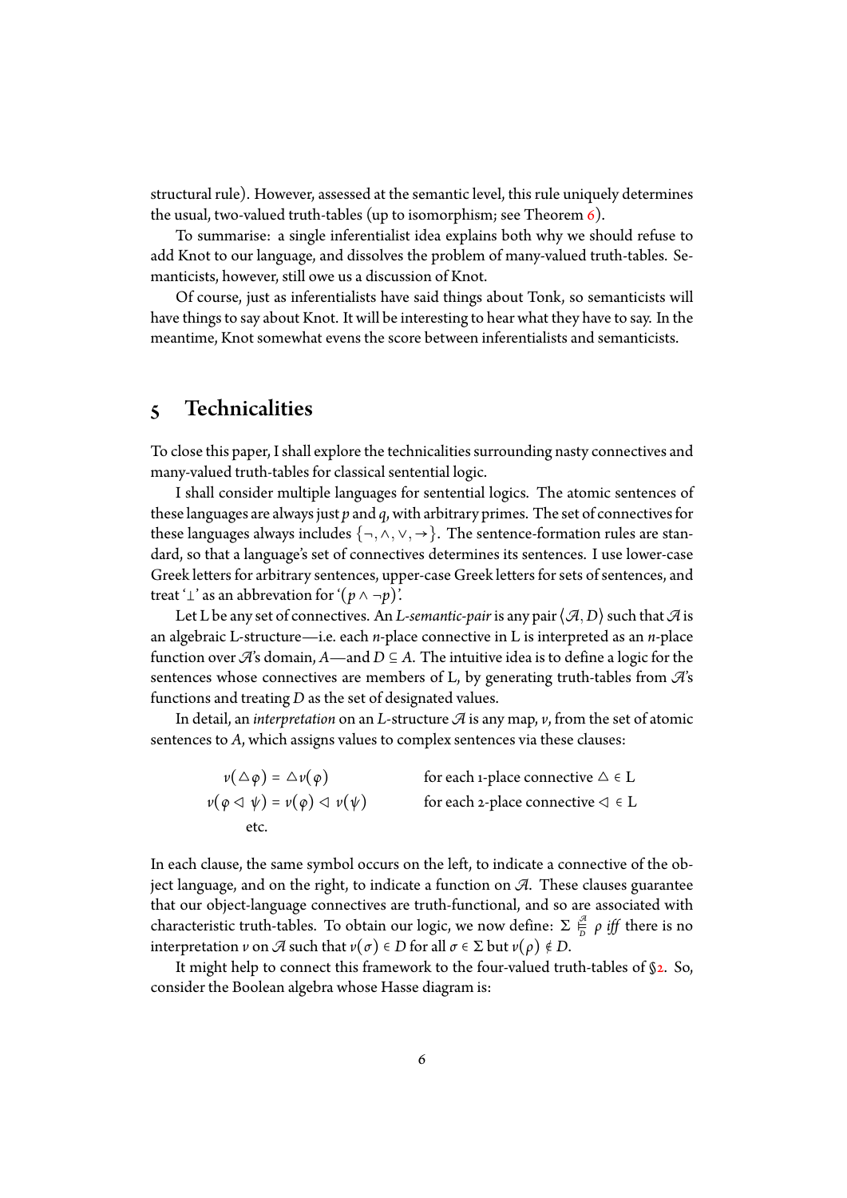structural rule). However, assessed at the semantic level, this rule uniquely determines the usual, two-valued truth-tables (up to isomorphism; see Theorem 6).

To summarise: a single inferentialist idea explains both why we should refuse to add Knot to our language, and dissolves the problem of many-valued truth-tables. Semanticists, however, still owe us a discussion of Knot.

Of course, just as inferentialists have said things about Tonk, so semanticists will have things to say about Knot. It will be interesting to hear what they have to say. In the meantime, Knot somewhat evens the score between inferentialists and semanticists.

## 5 Technicalities

To close this paper, I shall explore the technicalities surrounding nasty connectives and many-valued truth-tables for classical sentential logic.

I shall consider multiple languages for sentential logics. The atomic sentences of these languages are always just $p$ and $q$, with arbitrary primes. The set of connectives for these languages always includes $\{\neg, \wedge, \vee, \rightarrow\}$. The sentence-formation rules are standard, so that a language's set of connectives determines its sentences. I use lower-case Greek letters for arbitrary sentences, upper-case Greek letters for sets of sentences, and treat '$\bot$' as an abbreviation for '$(p \wedge \neg p)$'.

Let L be any set of connectives. An *L-semantic-pair* is any pair $\langle \mathcal{A}, D\rangle$ such that $\mathcal{A}$ is an algebraic L-structure—i.e. each $n$-place connective in L is interpreted as an $n$-place function over $\mathcal{A}$'s domain, $A$—and $D \subseteq A$. The intuitive idea is to define a logic for the sentences whose connectives are members of L, by generating truth-tables from $\mathcal{A}$'s functions and treating $D$ as the set of designated values.

In detail, an *interpretation* on an L-structure $\mathcal{A}$ is any map, $v$, from the set of atomic sentences to $A$, which assigns values to complex sentences via these clauses:

$$
\begin{aligned}
v(\triangle\varphi) &= \triangle v(\varphi) && \text{for each 1-place connective } \triangle \in \mathrm{L}\\
v(\varphi \lhd \psi) &= v(\varphi) \lhd v(\psi) && \text{for each 2-place connective } \lhd \in \mathrm{L}\\
&\text{etc.}
\end{aligned}
$$

In each clause, the same symbol occurs on the left, to indicate a connective of the object language, and on the right, to indicate a function on $\mathcal{A}$. These clauses guarantee that our object-language connectives are truth-functional, and so are associated with characteristic truth-tables. To obtain our logic, we now define: $\Sigma \vDash^{\mathcal{A}}_{D} \rho$ *iff* there is no interpretation $v$ on $\mathcal{A}$ such that $v(\sigma) \in D$ for all $\sigma \in \Sigma$ but $v(\rho) \notin D$.

It might help to connect this framework to the four-valued truth-tables of §2. So, consider the Boolean algebra whose Hasse diagram is: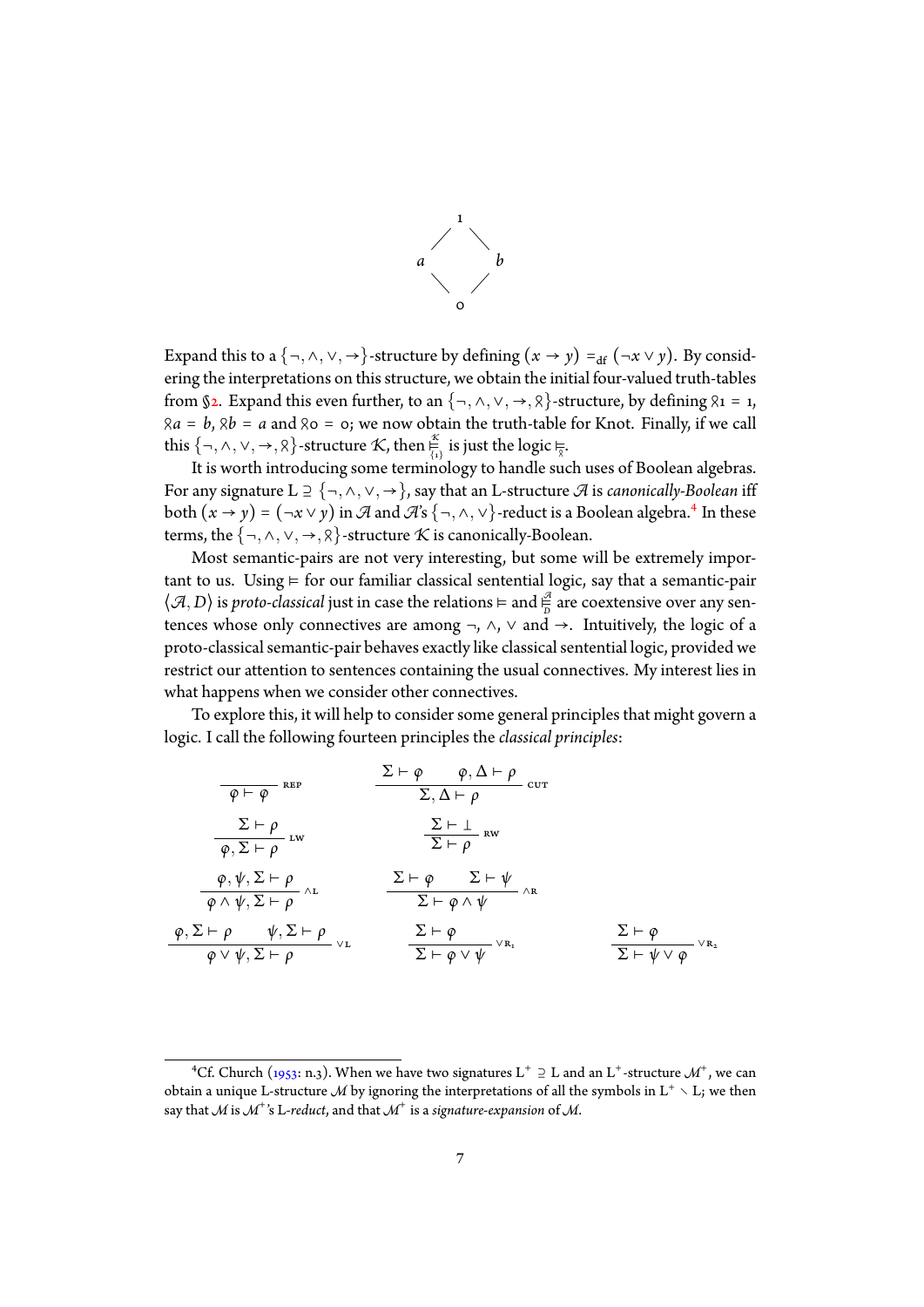$$
\begin{array}{ccc}
 & 1 & \\
 / & & \backslash \\
a & & b \\
 \backslash & & / \\
 & 0 &
\end{array}
$$

Expand this to a $\{\neg, \wedge, \vee, \rightarrow\}$-structure by defining $(x \rightarrow y) =_{\text{df}} (\neg x \vee y)$. By considering the interpretations on this structure, we obtain the initial four-valued truth-tables from §2. Expand this even further, to an $\{\neg, \wedge, \vee, \rightarrow, \between\}$-structure, by defining $\between 1 = 1$, $\between a = b$, $\between b = a$ and $\between 0 = 0$; we now obtain the truth-table for Knot. Finally, if we call this $\{\neg, \wedge, \vee, \rightarrow, \between\}$-structure $\mathcal{K}$, then $\models^{\mathcal{K}}_{\{1\}}$ is just the logic $\models_{\between}$.

It is worth introducing some terminology to handle such uses of Boolean algebras. For any signature $\mathrm{L} \supseteq \{\neg, \wedge, \vee, \rightarrow\}$, say that an L-structure $\mathcal{A}$ is *canonically-Boolean* iff both $(x \rightarrow y) = (\neg x \vee y)$ in $\mathcal{A}$ and $\mathcal{A}$'s $\{\neg, \wedge, \vee\}$-reduct is a Boolean algebra.[4] In these terms, the $\{\neg, \wedge, \vee, \rightarrow, \between\}$-structure $\mathcal{K}$ is canonically-Boolean.

Most semantic-pairs are not very interesting, but some will be extremely important to us. Using $\models$ for our familiar classical sentential logic, say that a semantic-pair $\langle \mathcal{A}, D \rangle$ is *proto-classical* just in case the relations $\models$ and $\models^{\mathcal{A}}_{D}$ are coextensive over any sentences whose only connectives are among $\neg$, $\wedge$, $\vee$ and $\rightarrow$. Intuitively, the logic of a proto-classical semantic-pair behaves exactly like classical sentential logic, provided we restrict our attention to sentences containing the usual connectives. My interest lies in what happens when we consider other connectives.

To explore this, it will help to consider some general principles that might govern a logic. I call the following fourteen principles the *classical principles*:

$$
\frac{}{\varphi \vdash \varphi}\ \textsc{rep}
\qquad\qquad
\frac{\Sigma \vdash \varphi \qquad \varphi, \Delta \vdash \rho}{\Sigma, \Delta \vdash \rho}\ \textsc{cut}
$$

$$
\frac{\Sigma \vdash \rho}{\varphi, \Sigma \vdash \rho}\ \textsc{lw}
\qquad\qquad
\frac{\Sigma \vdash \bot}{\Sigma \vdash \rho}\ \textsc{rw}
$$

$$
\frac{\varphi, \psi, \Sigma \vdash \rho}{\varphi \wedge \psi, \Sigma \vdash \rho}\ \wedge\textsc{l}
\qquad\qquad
\frac{\Sigma \vdash \varphi \qquad \Sigma \vdash \psi}{\Sigma \vdash \varphi \wedge \psi}\ \wedge\textsc{r}
$$

$$
\frac{\varphi, \Sigma \vdash \rho \qquad \psi, \Sigma \vdash \rho}{\varphi \vee \psi, \Sigma \vdash \rho}\ \vee\textsc{l}
\qquad\qquad
\frac{\Sigma \vdash \varphi}{\Sigma \vdash \varphi \vee \psi}\ \vee\textsc{r}_1
\qquad\qquad
\frac{\Sigma \vdash \varphi}{\Sigma \vdash \psi \vee \varphi}\ \vee\textsc{r}_2
$$

[4] Cf. Church (1953: n.3). When we have two signatures $\mathrm{L}^+ \supseteq \mathrm{L}$ and an $\mathrm{L}^+$-structure $\mathcal{M}^+$, we can obtain a unique L-structure $\mathcal{M}$ by ignoring the interpretations of all the symbols in $\mathrm{L}^+ \setminus \mathrm{L}$; we then say that $\mathcal{M}$ is $\mathcal{M}^+$'s L-*reduct*, and that $\mathcal{M}^+$ is a *signature-expansion* of $\mathcal{M}$.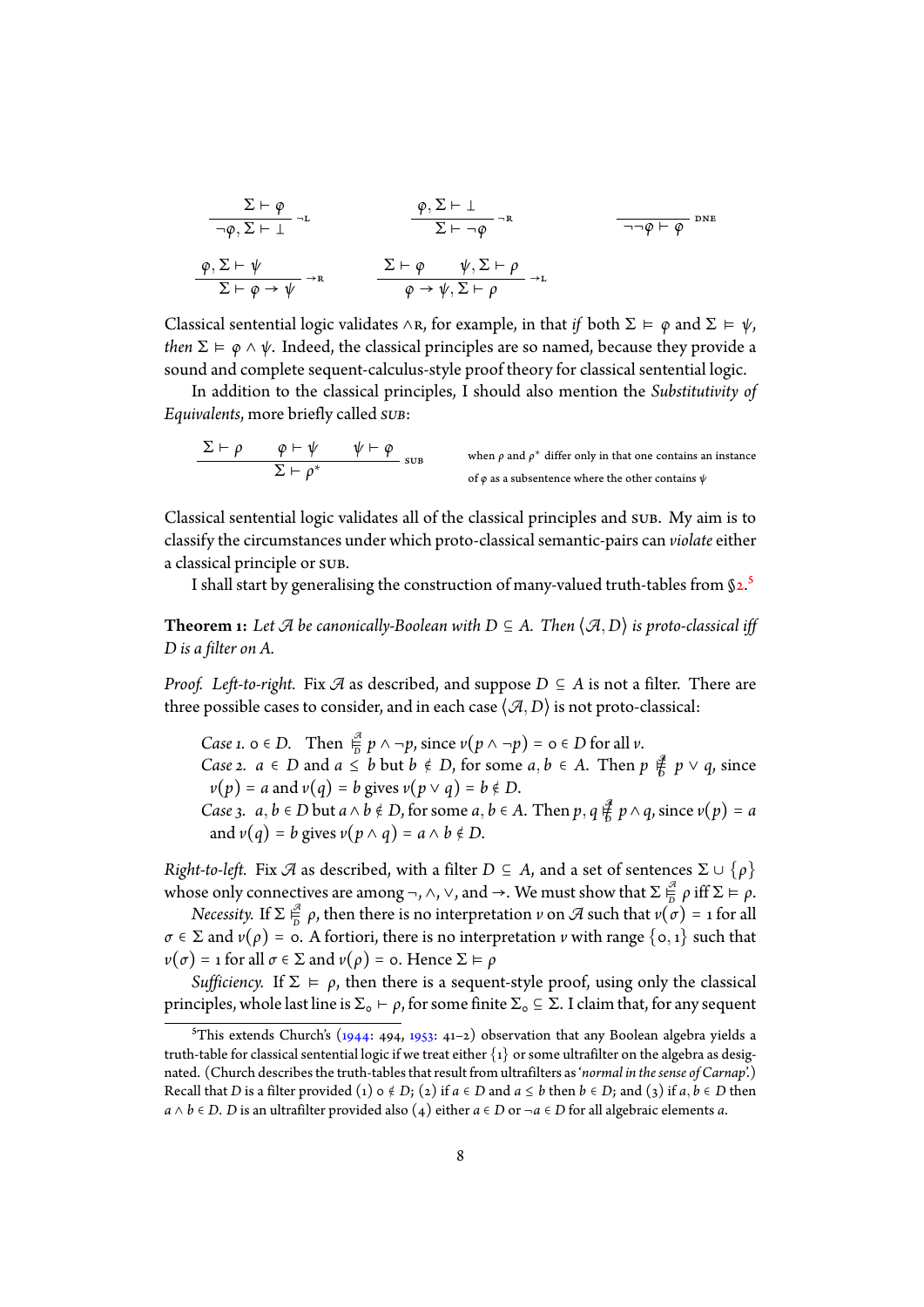$$\frac{\Sigma \vdash \varphi}{\neg\varphi, \Sigma \vdash \bot}\ \neg\textsc{l} \qquad \frac{\varphi, \Sigma \vdash \bot}{\Sigma \vdash \neg\varphi}\ \neg\textsc{r} \qquad \frac{}{\neg\neg\varphi \vdash \varphi}\ \textsc{dne}$$

$$\frac{\varphi, \Sigma \vdash \psi}{\Sigma \vdash \varphi \to \psi}\ \to\textsc{r} \qquad \frac{\Sigma \vdash \varphi \qquad \psi, \Sigma \vdash \rho}{\varphi \to \psi, \Sigma \vdash \rho}\ \to\textsc{l}$$

Classical sentential logic validates $\wedge$R, for example, in that *if* both $\Sigma \vDash \varphi$ and $\Sigma \vDash \psi$, *then* $\Sigma \vDash \varphi \wedge \psi$. Indeed, the classical principles are so named, because they provide a sound and complete sequent-calculus-style proof theory for classical sentential logic.

In addition to the classical principles, I should also mention the *Substitutivity of Equivalents*, more briefly called *SUB*:

$$\frac{\Sigma \vdash \rho \qquad \varphi \vdash \psi \qquad \psi \vdash \varphi}{\Sigma \vdash \rho^*}\ \textsc{sub}$$

when $\rho$ and $\rho^*$ differ only in that one contains an instance of $\varphi$ as a subsentence where the other contains $\psi$

Classical sentential logic validates all of the classical principles and SUB. My aim is to classify the circumstances under which proto-classical semantic-pairs can *violate* either a classical principle or SUB.

I shall start by generalising the construction of many-valued truth-tables from §2.[5]

**Theorem 1:** *Let $\mathcal{A}$ be canonically-Boolean with $D \subseteq A$. Then $\langle \mathcal{A}, D\rangle$ is proto-classical iff $D$ is a filter on $A$.*

*Proof. Left-to-right.* Fix $\mathcal{A}$ as described, and suppose $D \subseteq A$ is not a filter. There are three possible cases to consider, and in each case $\langle \mathcal{A}, D\rangle$ is not proto-classical:

*Case 1.* $0 \in D$. Then $\vDash^{\mathcal{A}}_{D} p \wedge \neg p$, since $v(p \wedge \neg p) = 0 \in D$ for all $v$.
*Case 2.* $a \in D$ and $a \leq b$ but $b \notin D$, for some $a, b \in A$. Then $p \nvDash^{\mathcal{A}}_{D} p \vee q$, since $v(p) = a$ and $v(q) = b$ gives $v(p \vee q) = b \notin D$.
*Case 3.* $a, b \in D$ but $a \wedge b \notin D$, for some $a, b \in A$. Then $p, q \nvDash^{\mathcal{A}}_{D} p \wedge q$, since $v(p) = a$ and $v(q) = b$ gives $v(p \wedge q) = a \wedge b \notin D$.

*Right-to-left.* Fix $\mathcal{A}$ as described, with a filter $D \subseteq A$, and a set of sentences $\Sigma \cup \{\rho\}$ whose only connectives are among $\neg, \wedge, \vee$, and $\to$. We must show that $\Sigma \vDash^{\mathcal{A}}_{D} \rho$ iff $\Sigma \vDash \rho$.

*Necessity.* If $\Sigma \vDash^{\mathcal{A}}_{D} \rho$, then there is no interpretation $v$ on $\mathcal{A}$ such that $v(\sigma) = 1$ for all $\sigma \in \Sigma$ and $v(\rho) = 0$. A fortiori, there is no interpretation $v$ with range $\{0, 1\}$ such that $v(\sigma) = 1$ for all $\sigma \in \Sigma$ and $v(\rho) = 0$. Hence $\Sigma \vDash \rho$

*Sufficiency.* If $\Sigma \vDash \rho$, then there is a sequent-style proof, using only the classical principles, whole last line is $\Sigma_\circ \vdash \rho$, for some finite $\Sigma_\circ \subseteq \Sigma$. I claim that, for any sequent

---

[5] This extends Church's (1944: 494, 1953: 41–2) observation that any Boolean algebra yields a truth-table for classical sentential logic if we treat either $\{1\}$ or some ultrafilter on the algebra as designated. (Church describes the truth-tables that result from ultrafilters as '*normal in the sense of Carnap*'.) Recall that $D$ is a filter provided (1) $0 \notin D$; (2) if $a \in D$ and $a \leq b$ then $b \in D$; and (3) if $a, b \in D$ then $a \wedge b \in D$. $D$ is an ultrafilter provided also (4) either $a \in D$ or $\neg a \in D$ for all algebraic elements $a$.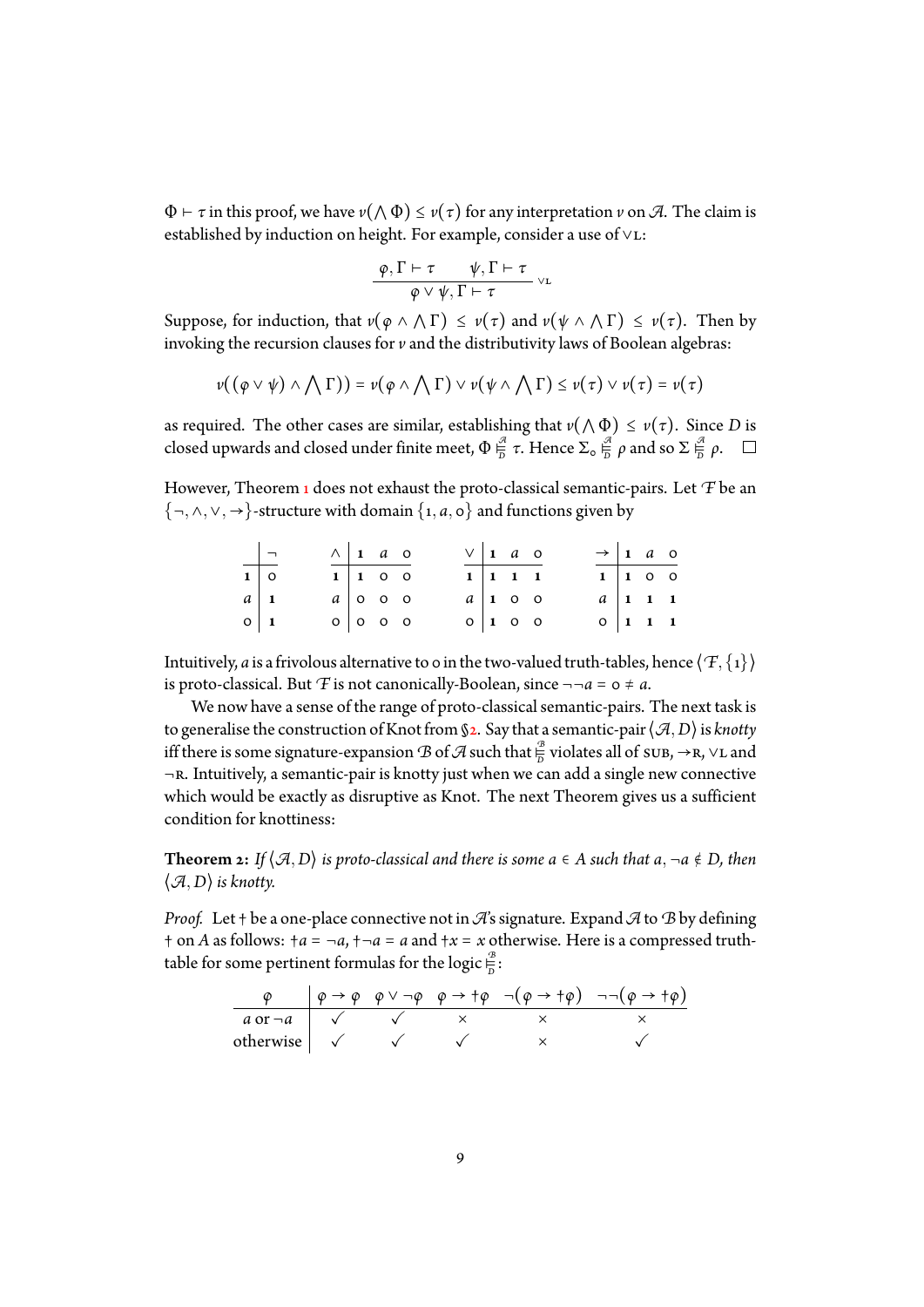$\Phi \vdash \tau$ in this proof, we have $\nu(\bigwedge \Phi) \leq \nu(\tau)$ for any interpretation $\nu$ on $\mathcal{A}$. The claim is established by induction on height. For example, consider a use of $\vee$L:

$$\frac{\varphi, \Gamma \vdash \tau \qquad \psi, \Gamma \vdash \tau}{\varphi \vee \psi, \Gamma \vdash \tau}\ \vee\text{L}$$

Suppose, for induction, that $\nu(\varphi \wedge \bigwedge \Gamma) \leq \nu(\tau)$ and $\nu(\psi \wedge \bigwedge \Gamma) \leq \nu(\tau)$. Then by invoking the recursion clauses for $\nu$ and the distributivity laws of Boolean algebras:

$$\nu((\varphi \vee \psi) \wedge \bigwedge \Gamma)) = \nu(\varphi \wedge \bigwedge \Gamma) \vee \nu(\psi \wedge \bigwedge \Gamma) \leq \nu(\tau) \vee \nu(\tau) = \nu(\tau)$$

as required. The other cases are similar, establishing that $\nu(\bigwedge \Phi) \leq \nu(\tau)$. Since $D$ is closed upwards and closed under finite meet, $\Phi \models^{\mathcal{A}}_{D} \tau$. Hence $\Sigma_{\circ} \models^{\mathcal{A}}_{D} \rho$ and so $\Sigma \models^{\mathcal{A}}_{D} \rho$. $\square$

However, Theorem 1 does not exhaust the proto-classical semantic-pairs. Let $\mathcal{F}$ be an $\{\neg, \wedge, \vee, \rightarrow\}$-structure with domain $\{1, a, 0\}$ and functions given by

|  | $\neg$ |
|---|---|
| **1** | 0 |
| $a$ | **1** |
| 0 | **1** |

| $\wedge$ | **1** | $a$ | 0 |
|---|---|---|---|
| **1** | **1** | 0 | 0 |
| $a$ | 0 | 0 | 0 |
| 0 | 0 | 0 | 0 |

| $\vee$ | **1** | $a$ | 0 |
|---|---|---|---|
| **1** | **1** | **1** | **1** |
| $a$ | **1** | 0 | 0 |
| 0 | **1** | 0 | 0 |

| $\rightarrow$ | **1** | $a$ | 0 |
|---|---|---|---|
| **1** | **1** | 0 | 0 |
| $a$ | **1** | **1** | **1** |
| 0 | **1** | **1** | **1** |

Intuitively, $a$ is a frivolous alternative to 0 in the two-valued truth-tables, hence $\langle \mathcal{F}, \{1\}\rangle$ is proto-classical. But $\mathcal{F}$ is not canonically-Boolean, since $\neg\neg a = 0 \neq a$.

We now have a sense of the range of proto-classical semantic-pairs. The next task is to generalise the construction of Knot from §2. Say that a semantic-pair $\langle \mathcal{A}, D\rangle$ is *knotty* iff there is some signature-expansion $\mathcal{B}$ of $\mathcal{A}$ such that $\models^{\mathcal{B}}_{D}$ violates all of SUB, $\rightarrow$R, $\vee$L and $\neg$R. Intuitively, a semantic-pair is knotty just when we can add a single new connective which would be exactly as disruptive as Knot. The next Theorem gives us a sufficient condition for knottiness:

**Theorem 2:** *If $\langle \mathcal{A}, D\rangle$ is proto-classical and there is some $a \in A$ such that $a, \neg a \notin D$, then $\langle \mathcal{A}, D\rangle$ is knotty.*

*Proof.* Let $\dagger$ be a one-place connective not in $\mathcal{A}$'s signature. Expand $\mathcal{A}$ to $\mathcal{B}$ by defining $\dagger$ on $A$ as follows: $\dagger a = \neg a$, $\dagger\neg a = a$ and $\dagger x = x$ otherwise. Here is a compressed truth-table for some pertinent formulas for the logic $\models^{\mathcal{B}}_{D}$:

| $\varphi$ | $\varphi \rightarrow \varphi$ | $\varphi \vee \neg\varphi$ | $\varphi \rightarrow \dagger\varphi$ | $\neg(\varphi \rightarrow \dagger\varphi)$ | $\neg\neg(\varphi \rightarrow \dagger\varphi)$ |
|---|---|---|---|---|---|
| $a$ or $\neg a$ | ✓ | ✓ | × | × | × |
| otherwise | ✓ | ✓ | ✓ | × | ✓ |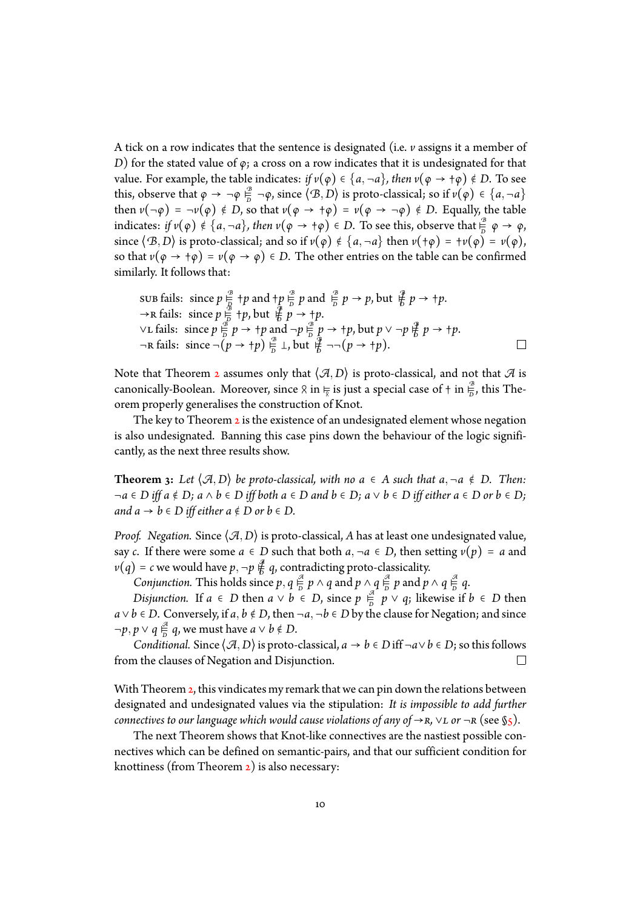A tick on a row indicates that the sentence is designated (i.e. $v$ assigns it a member of $D$) for the stated value of $\varphi$; a cross on a row indicates that it is undesignated for that value. For example, the table indicates: *if* $v(\varphi) \in \{a, \neg a\}$*, then* $v(\varphi \to \dagger\varphi) \notin D$. To see this, observe that $\varphi \to \neg\varphi \vDash^{\mathcal{B}}_{D} \neg\varphi$, since $\langle \mathcal{B}, D\rangle$ is proto-classical; so if $v(\varphi) \in \{a, \neg a\}$ then $v(\neg\varphi) = \neg v(\varphi) \notin D$, so that $v(\varphi \to \dagger\varphi) = v(\varphi \to \neg\varphi) \notin D$. Equally, the table indicates: *if* $v(\varphi) \notin \{a, \neg a\}$*, then* $v(\varphi \to \dagger\varphi) \in D$. To see this, observe that $\vDash^{\mathcal{B}}_{D} \varphi \to \varphi$, since $\langle \mathcal{B}, D\rangle$ is proto-classical; and so if $v(\varphi) \notin \{a, \neg a\}$ then $v(\dagger\varphi) = \dagger v(\varphi) = v(\varphi)$, so that $v(\varphi \to \dagger\varphi) = v(\varphi \to \varphi) \in D$. The other entries on the table can be confirmed similarly. It follows that:

SUB fails: since $p \vDash^{\mathcal{B}}_{D} \dagger p$ and $\dagger p \vDash^{\mathcal{B}}_{D} p$ and $\vDash^{\mathcal{B}}_{D} p \to p$, but $\nvDash^{\mathcal{B}}_{D} p \to \dagger p$.
→R fails: since $p \vDash^{\mathcal{B}}_{D} \dagger p$, but $\nvDash^{\mathcal{B}}_{D} p \to \dagger p$.
∨L fails: since $p \vDash^{\mathcal{B}}_{D} p \to \dagger p$ and $\neg p \vDash^{\mathcal{B}}_{D} p \to \dagger p$, but $p \vee \neg p \nvDash^{\mathcal{B}}_{D} p \to \dagger p$.
¬R fails: since $\neg(p \to \dagger p) \vDash^{\mathcal{B}}_{D} \bot$, but $\nvDash^{\mathcal{B}}_{D} \neg\neg(p \to \dagger p)$. □

Note that Theorem 2 assumes only that $\langle \mathcal{A}, D\rangle$ is proto-classical, and not that $\mathcal{A}$ is canonically-Boolean. Moreover, since $\between$ in $\vDash_{\between}$ is just a special case of $\dagger$ in $\vDash^{\mathcal{B}}_{D}$, this Theorem properly generalises the construction of Knot.

The key to Theorem 2 is the existence of an undesignated element whose negation is also undesignated. Banning this case pins down the behaviour of the logic significantly, as the next three results show.

**Theorem 3:** *Let* $\langle \mathcal{A}, D\rangle$ *be proto-classical, with no* $a \in A$ *such that* $a, \neg a \notin D$*. Then:* $\neg a \in D$ *iff* $a \notin D$*;* $a \wedge b \in D$ *iff both* $a \in D$ *and* $b \in D$*;* $a \vee b \in D$ *iff either* $a \in D$ *or* $b \in D$*; and* $a \to b \in D$ *iff either* $a \notin D$ *or* $b \in D$*.*

*Proof. Negation.* Since $\langle \mathcal{A}, D\rangle$ is proto-classical, $A$ has at least one undesignated value, say $c$. If there were some $a \in D$ such that both $a, \neg a \in D$, then setting $v(p) = a$ and $v(q) = c$ we would have $p, \neg p \nvDash^{\mathcal{B}}_{D} q$, contradicting proto-classicality.

*Conjunction.* This holds since $p, q \vDash^{\mathcal{A}}_{D} p \wedge q$ and $p \wedge q \vDash^{\mathcal{A}}_{D} p$ and $p \wedge q \vDash^{\mathcal{A}}_{D} q$.

*Disjunction.* If $a \in D$ then $a \vee b \in D$, since $p \vDash^{\mathcal{A}}_{D} p \vee q$; likewise if $b \in D$ then $a \vee b \in D$. Conversely, if $a, b \notin D$, then $\neg a, \neg b \in D$ by the clause for Negation; and since $\neg p, p \vee q \vDash^{\mathcal{A}}_{D} q$, we must have $a \vee b \notin D$.

*Conditional.* Since $\langle \mathcal{A}, D\rangle$ is proto-classical, $a \to b \in D$ iff $\neg a \vee b \in D$; so this follows from the clauses of Negation and Disjunction. □

With Theorem 2, this vindicates my remark that we can pin down the relations between designated and undesignated values via the stipulation: *It is impossible to add further connectives to our language which would cause violations of any of →R, ∨L or ¬R* (see §5).

The next Theorem shows that Knot-like connectives are the nastiest possible connectives which can be defined on semantic-pairs, and that our sufficient condition for knottiness (from Theorem 2) is also necessary: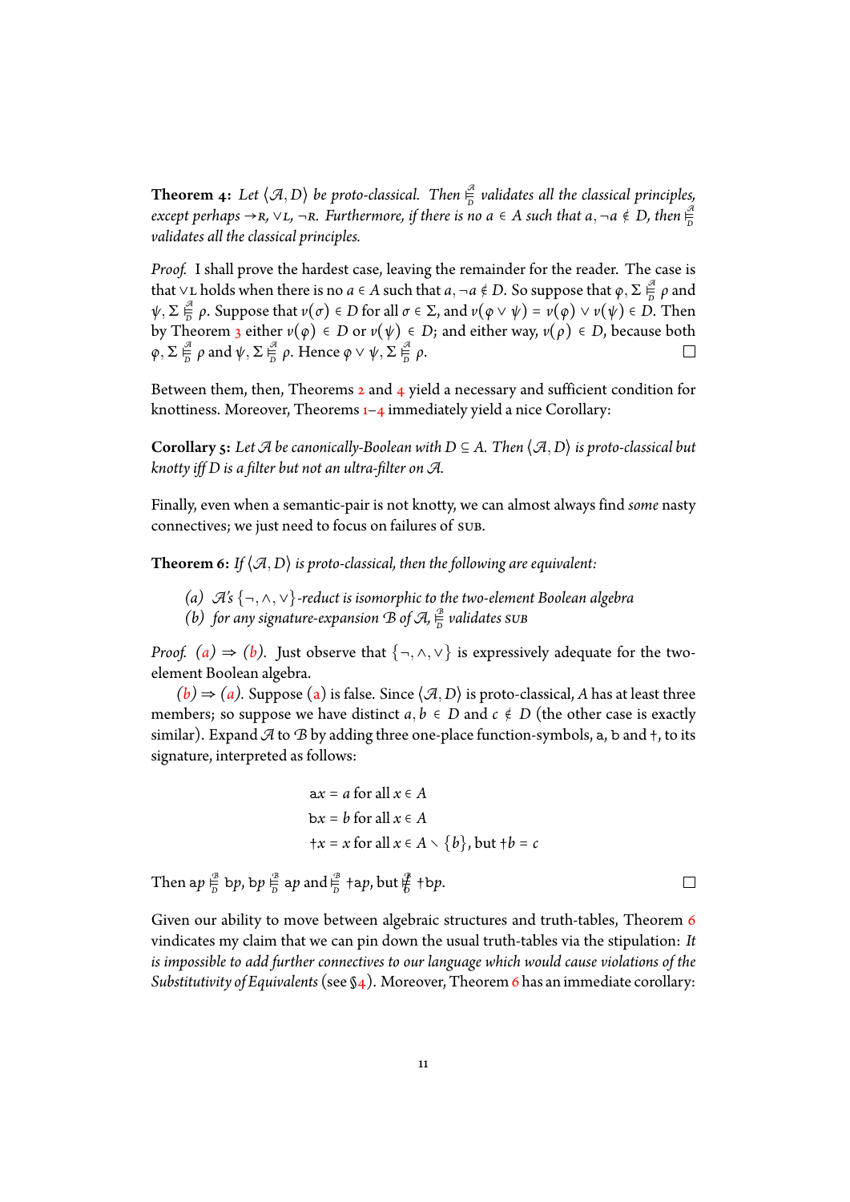**Theorem 4:** *Let $\langle \mathcal{A}, D\rangle$ be proto-classical. Then $\models^{\mathcal{A}}_{D}$ validates all the classical principles, except perhaps* →R, ∨L, ¬R. *Furthermore, if there is no $a \in A$ such that $a, \neg a \notin D$, then $\models^{\mathcal{A}}_{D}$ validates all the classical principles.*

*Proof.* I shall prove the hardest case, leaving the remainder for the reader. The case is that ∨L holds when there is no $a \in A$ such that $a, \neg a \notin D$. So suppose that $\varphi, \Sigma \models^{\mathcal{A}}_{D} \rho$ and $\psi, \Sigma \models^{\mathcal{A}}_{D} \rho$. Suppose that $v(\sigma) \in D$ for all $\sigma \in \Sigma$, and $v(\varphi \vee \psi) = v(\varphi) \vee v(\psi) \in D$. Then by Theorem 3 either $v(\varphi) \in D$ or $v(\psi) \in D$; and either way, $v(\rho) \in D$, because both $\varphi, \Sigma \models^{\mathcal{A}}_{D} \rho$ and $\psi, \Sigma \models^{\mathcal{A}}_{D} \rho$. Hence $\varphi \vee \psi, \Sigma \models^{\mathcal{A}}_{D} \rho$. □

Between them, then, Theorems 2 and 4 yield a necessary and sufficient condition for knottiness. Moreover, Theorems 1–4 immediately yield a nice Corollary:

**Corollary 5:** *Let $\mathcal{A}$ be canonically-Boolean with $D \subseteq A$. Then $\langle \mathcal{A}, D\rangle$ is proto-classical but knotty iff $D$ is a filter but not an ultra-filter on $\mathcal{A}$.*

Finally, even when a semantic-pair is not knotty, we can almost always find *some* nasty connectives; we just need to focus on failures of SUB.

**Theorem 6:** *If $\langle \mathcal{A}, D\rangle$ is proto-classical, then the following are equivalent:*

- *(a) $\mathcal{A}$'s $\{\neg, \wedge, \vee\}$-reduct is isomorphic to the two-element Boolean algebra*
- *(b) for any signature-expansion $\mathcal{B}$ of $\mathcal{A}$, $\models^{\mathcal{B}}_{D}$ validates* SUB

*Proof.* *(a) ⇒ (b).* Just observe that $\{\neg, \wedge, \vee\}$ is expressively adequate for the two-element Boolean algebra.

*(b) ⇒ (a).* Suppose (a) is false. Since $\langle \mathcal{A}, D\rangle$ is proto-classical, $A$ has at least three members; so suppose we have distinct $a, b \in D$ and $c \notin D$ (the other case is exactly similar). Expand $\mathcal{A}$ to $\mathcal{B}$ by adding three one-place function-symbols, $\mathtt{a}$, $\mathtt{b}$ and $\dagger$, to its signature, interpreted as follows:

$$\mathtt{a}x = a \text{ for all } x \in A$$
$$\mathtt{b}x = b \text{ for all } x \in A$$
$$\dagger x = x \text{ for all } x \in A \setminus \{b\}, \text{ but } \dagger b = c$$

Then $\mathtt{a}p \models^{\mathcal{B}}_{D} \mathtt{b}p$, $\mathtt{b}p \models^{\mathcal{B}}_{D} \mathtt{a}p$ and $\models^{\mathcal{B}}_{D} \dagger\mathtt{a}p$, but $\not\models^{\mathcal{B}}_{D} \dagger\mathtt{b}p$. □

Given our ability to move between algebraic structures and truth-tables, Theorem 6 vindicates my claim that we can pin down the usual truth-tables via the stipulation: *It is impossible to add further connectives to our language which would cause violations of the Substitutivity of Equivalents* (see §4). Moreover, Theorem 6 has an immediate corollary: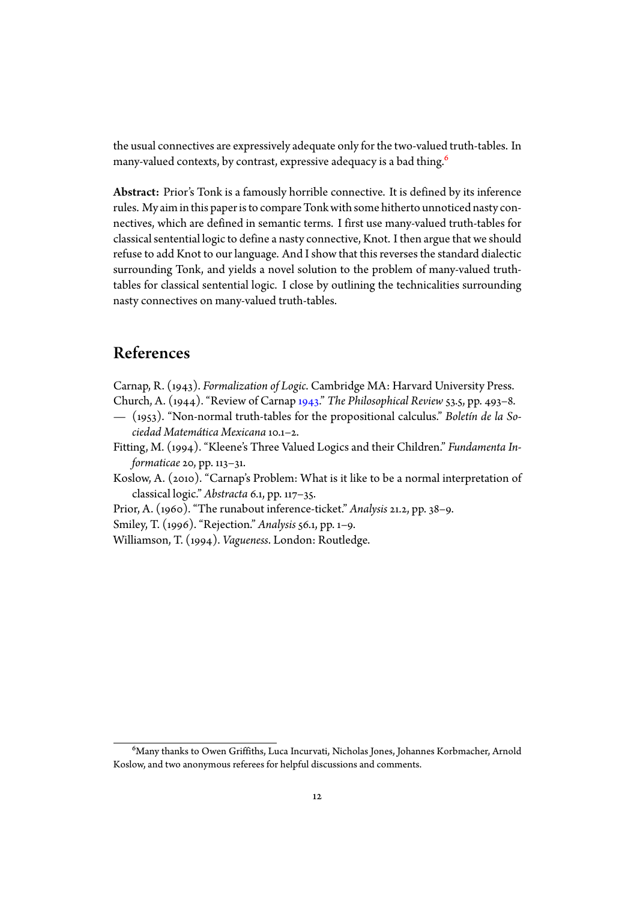the usual connectives are expressively adequate only for the two-valued truth-tables. In many-valued contexts, by contrast, expressive adequacy is a bad thing.[6]

**Abstract:** Prior's Tonk is a famously horrible connective. It is defined by its inference rules. My aim in this paper is to compare Tonk with some hitherto unnoticed nasty connectives, which are defined in semantic terms. I first use many-valued truth-tables for classical sentential logic to define a nasty connective, Knot. I then argue that we should refuse to add Knot to our language. And I show that this reverses the standard dialectic surrounding Tonk, and yields a novel solution to the problem of many-valued truth-tables for classical sentential logic. I close by outlining the technicalities surrounding nasty connectives on many-valued truth-tables.

## References

Carnap, R. (1943). *Formalization of Logic*. Cambridge MA: Harvard University Press.

Church, A. (1944). "Review of Carnap 1943." *The Philosophical Review* 53.5, pp. 493–8.

— (1953). "Non-normal truth-tables for the propositional calculus." *Boletín de la Sociedad Matemática Mexicana* 10.1–2.

Fitting, M. (1994). "Kleene's Three Valued Logics and their Children." *Fundamenta Informaticae* 20, pp. 113–31.

Koslow, A. (2010). "Carnap's Problem: What is it like to be a normal interpretation of classical logic." *Abstracta* 6.1, pp. 117–35.

Prior, A. (1960). "The runabout inference-ticket." *Analysis* 21.2, pp. 38–9.

Smiley, T. (1996). "Rejection." *Analysis* 56.1, pp. 1–9.

Williamson, T. (1994). *Vagueness*. London: Routledge.

[6] Many thanks to Owen Griffiths, Luca Incurvati, Nicholas Jones, Johannes Korbmacher, Arnold Koslow, and two anonymous referees for helpful discussions and comments.